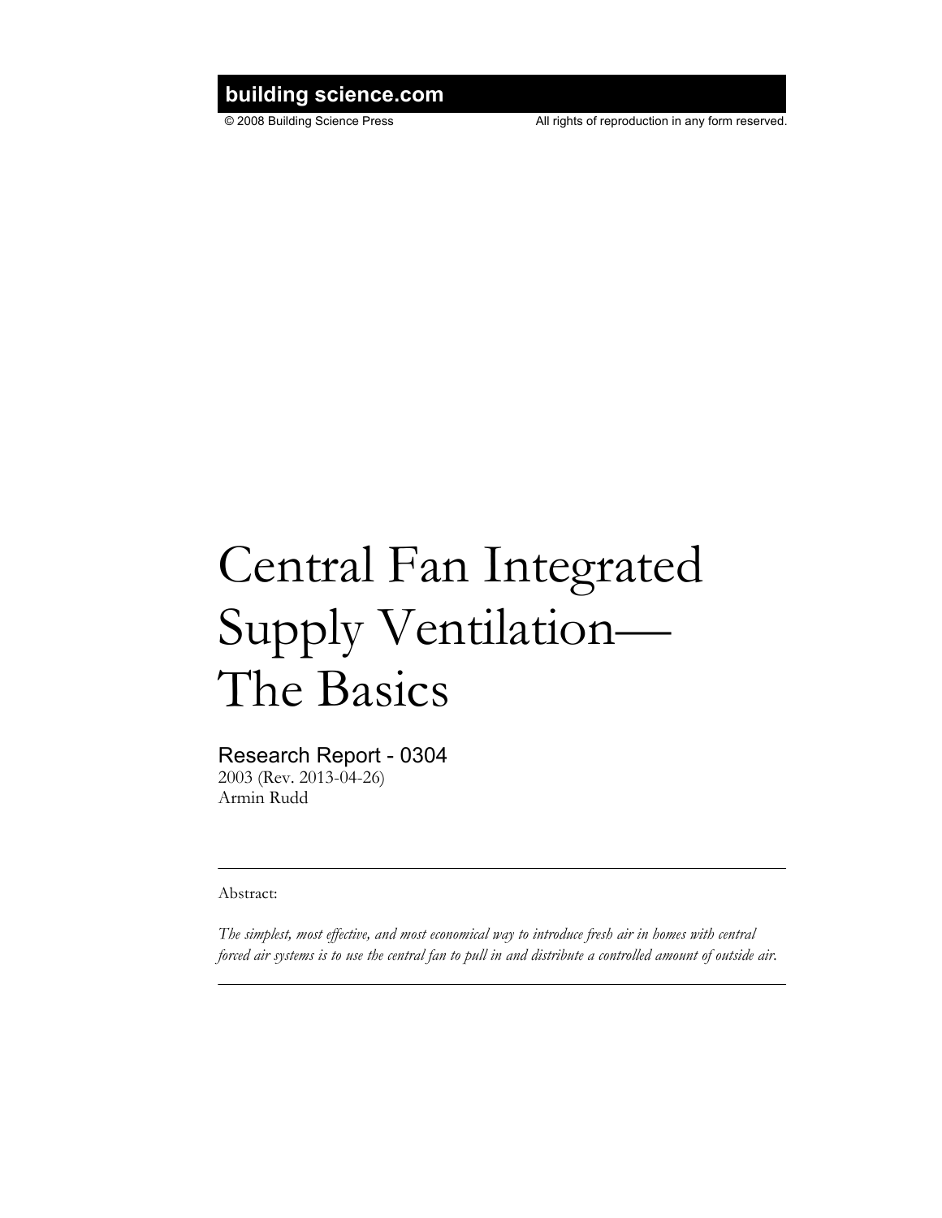**building science.com**

© 2008 Building Science Press All rights of reproduction in any form reserved.

# Central Fan Integrated Supply Ventilation—The Basics

## Research Report - 0304

2003 (Rev. 2013-04-26)
Armin Rudd

---

Abstract:

*The simplest, most effective, and most economical way to introduce fresh air in homes with central forced air systems is to use the central fan to pull in and distribute a controlled amount of outside air.*

---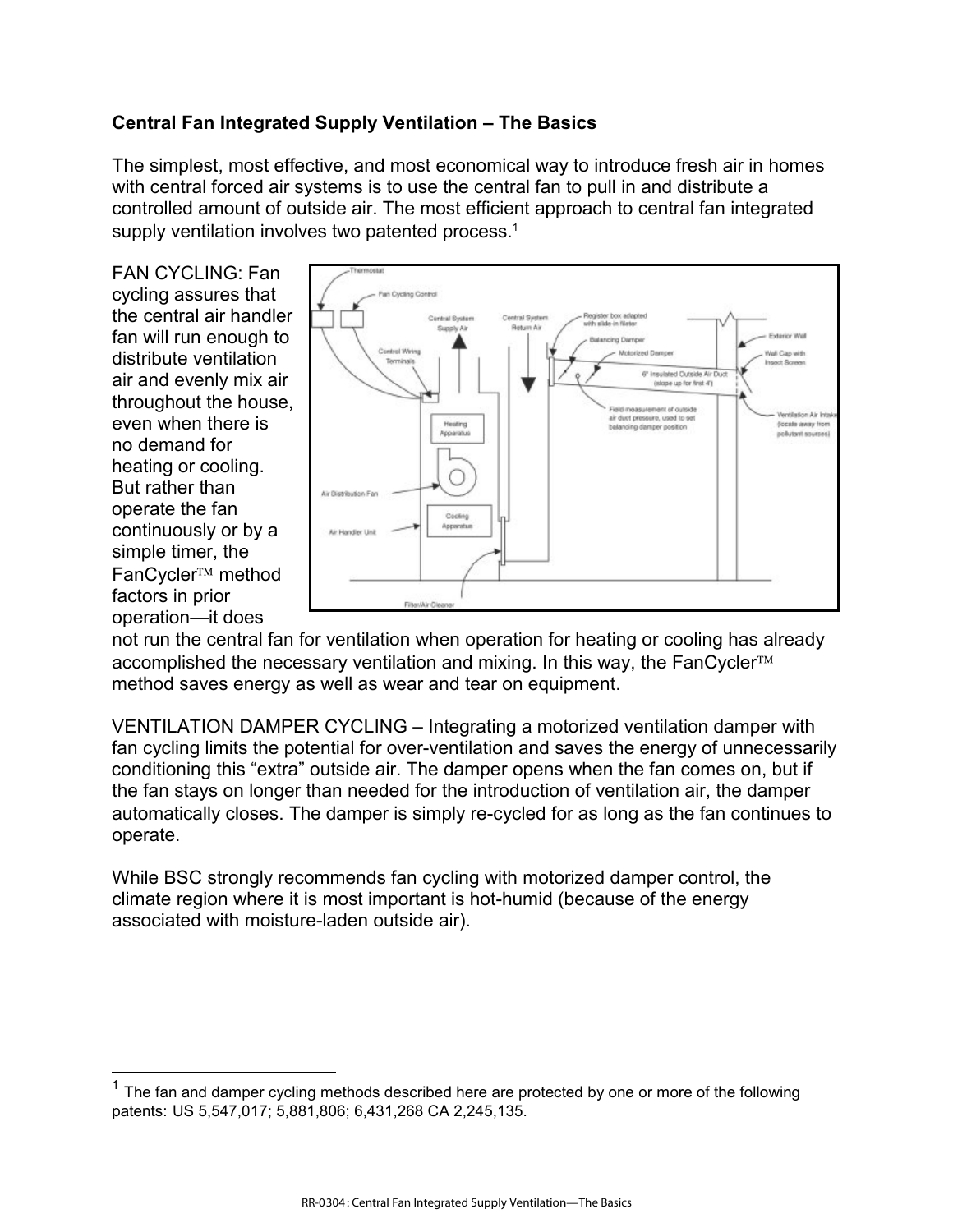**Central Fan Integrated Supply Ventilation – The Basics**

The simplest, most effective, and most economical way to introduce fresh air in homes with central forced air systems is to use the central fan to pull in and distribute a controlled amount of outside air. The most efficient approach to central fan integrated supply ventilation involves two patented process.[1]

FAN CYCLING: Fan cycling assures that the central air handler fan will run enough to distribute ventilation air and evenly mix air throughout the house, even when there is no demand for heating or cooling. But rather than operate the fan continuously or by a simple timer, the FanCycler™ method factors in prior operation—it does not run the central fan for ventilation when operation for heating or cooling has already accomplished the necessary ventilation and mixing. In this way, the FanCycler™ method saves energy as well as wear and tear on equipment.

VENTILATION DAMPER CYCLING – Integrating a motorized ventilation damper with fan cycling limits the potential for over-ventilation and saves the energy of unnecessarily conditioning this "extra" outside air. The damper opens when the fan comes on, but if the fan stays on longer than needed for the introduction of ventilation air, the damper automatically closes. The damper is simply re-cycled for as long as the fan continues to operate.

While BSC strongly recommends fan cycling with motorized damper control, the climate region where it is most important is hot-humid (because of the energy associated with moisture-laden outside air).

[1] The fan and damper cycling methods described here are protected by one or more of the following patents: US 5,547,017; 5,881,806; 6,431,268 CA 2,245,135.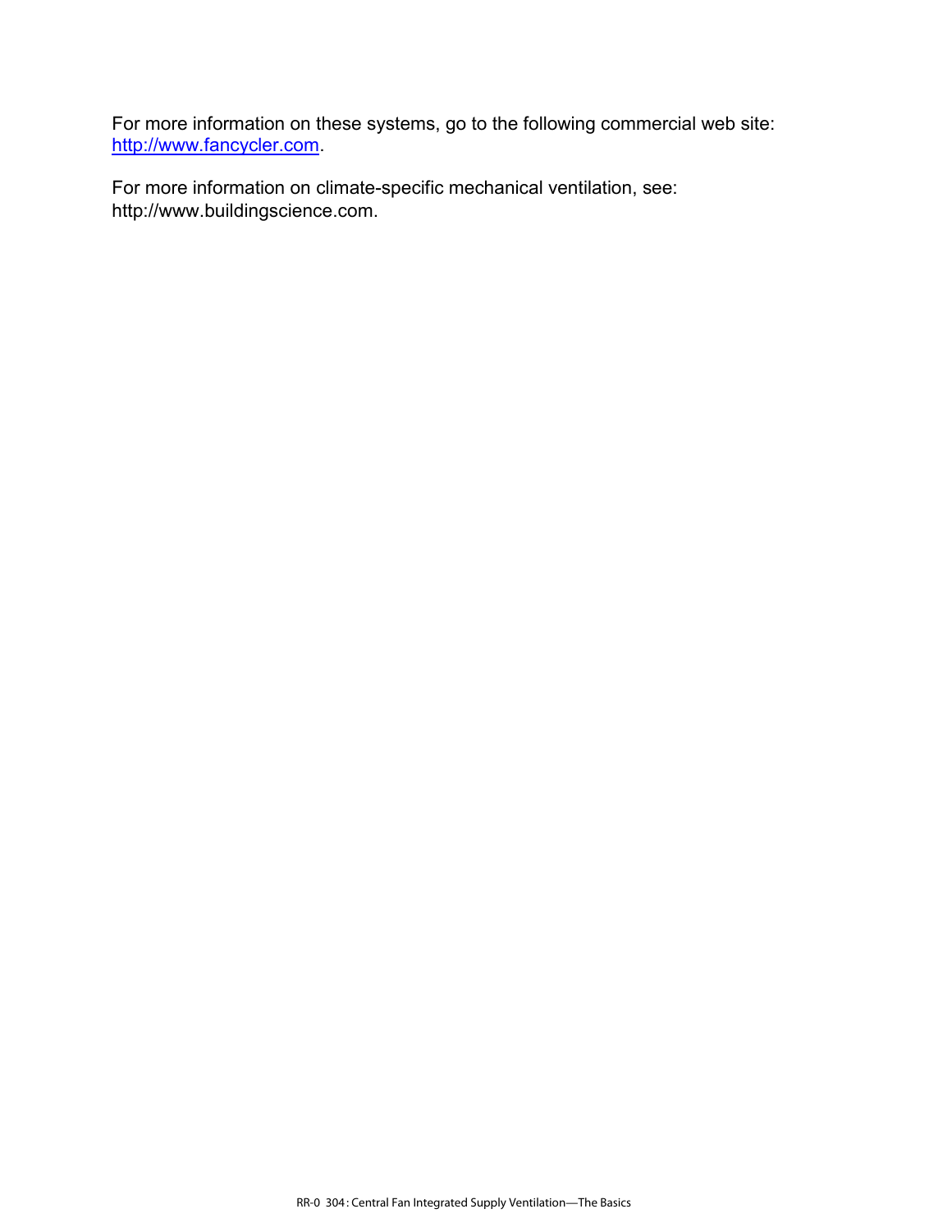For more information on these systems, go to the following commercial web site: [http://www.fancycler.com](http://www.fancycler.com).

For more information on climate-specific mechanical ventilation, see: http://www.buildingscience.com.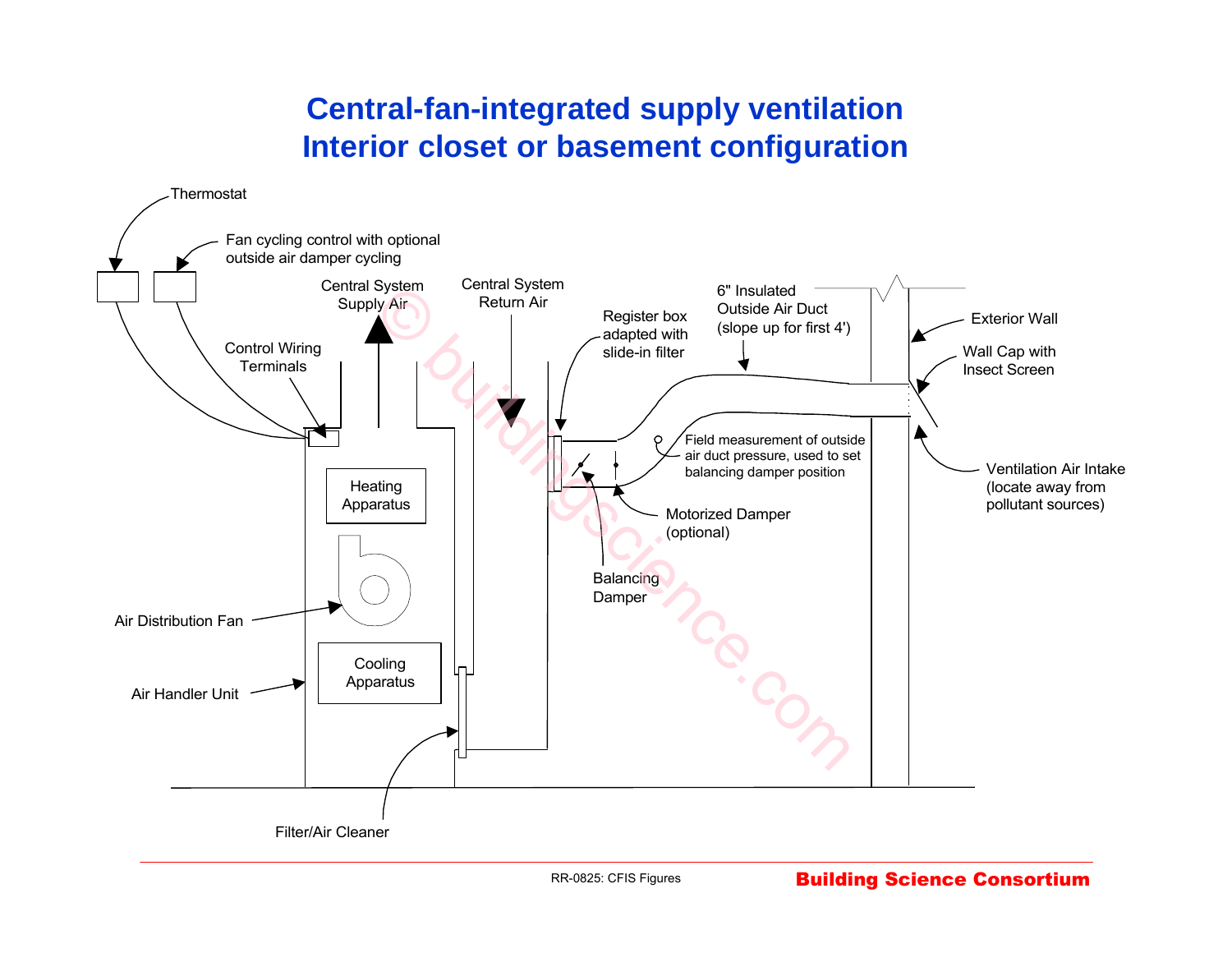# Central-fan-integrated supply ventilation
# Interior closet or basement configuration

Thermostat

Fan cycling control with optional outside air damper cycling

Central System Supply Air

Central System Return Air

Control Wiring Terminals

Register box adapted with slide-in filter

6" Insulated Outside Air Duct (slope up for first 4')

Exterior Wall

Wall Cap with Insect Screen

Heating Apparatus

Field measurement of outside air duct pressure, used to set balancing damper position

Ventilation Air Intake (locate away from pollutant sources)

Motorized Damper (optional)

Air Distribution Fan

Balancing Damper

Cooling Apparatus

Air Handler Unit

Filter/Air Cleaner

RR-0825: CFIS Figures

**Building Science Consortium**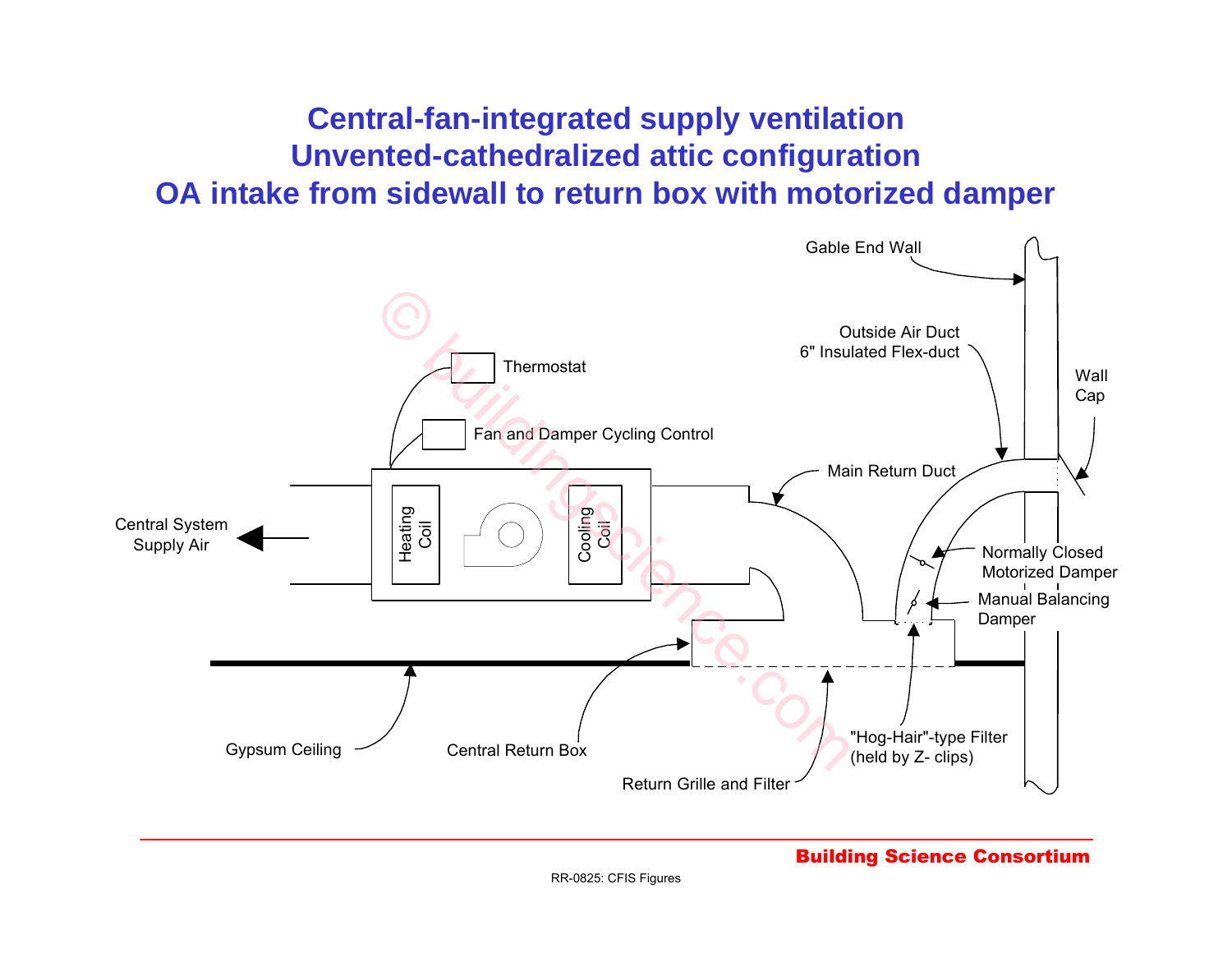# Central-fan-integrated supply ventilation
# Unvented-cathedralized attic configuration
# OA intake from sidewall to return box with motorized damper

Gable End Wall

Outside Air Duct
6" Insulated Flex-duct

Wall Cap

Thermostat

Fan and Damper Cycling Control

Main Return Duct

Central System Supply Air

Heating Coil

Cooling Coil

Normally Closed Motorized Damper

Manual Balancing Damper

"Hog-Hair"-type Filter (held by Z- clips)

Gypsum Ceiling

Central Return Box

Return Grille and Filter

Building Science Consortium

RR-0825: CFIS Figures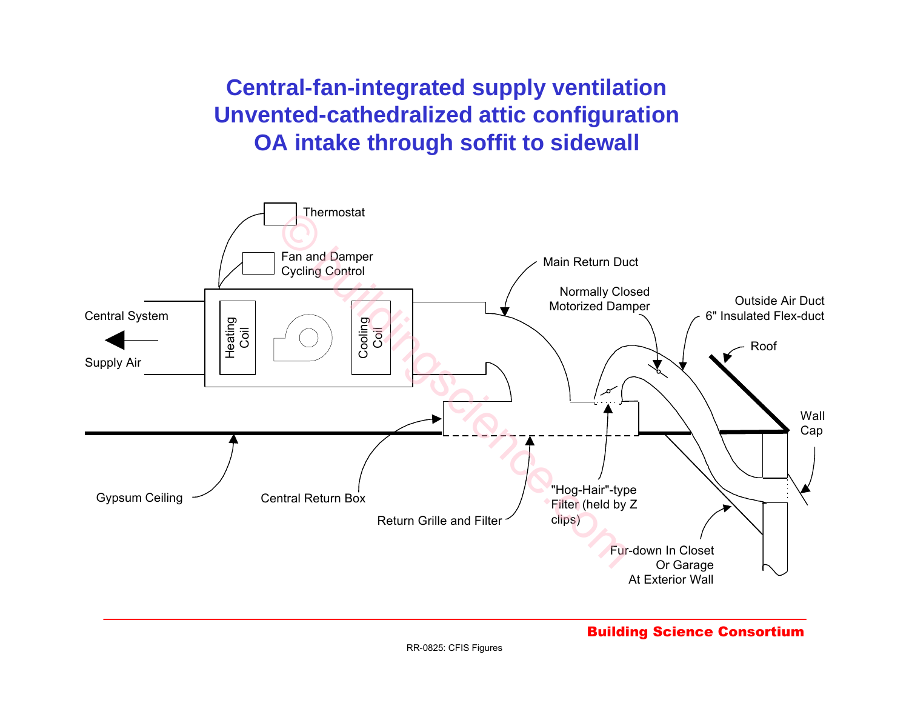# Central-fan-integrated supply ventilation
# Unvented-cathedralized attic configuration
# OA intake through soffit to sidewall

Thermostat

Fan and Damper Cycling Control

Central System

Supply Air

Heating Coil

Cooling Coil

Main Return Duct

Normally Closed Motorized Damper

Outside Air Duct 6" Insulated Flex-duct

Roof

Wall Cap

Gypsum Ceiling

Central Return Box

Return Grille and Filter

"Hog-Hair"-type Filter (held by Z clips)

Fur-down In Closet Or Garage At Exterior Wall

**Building Science Consortium**

RR-0825: CFIS Figures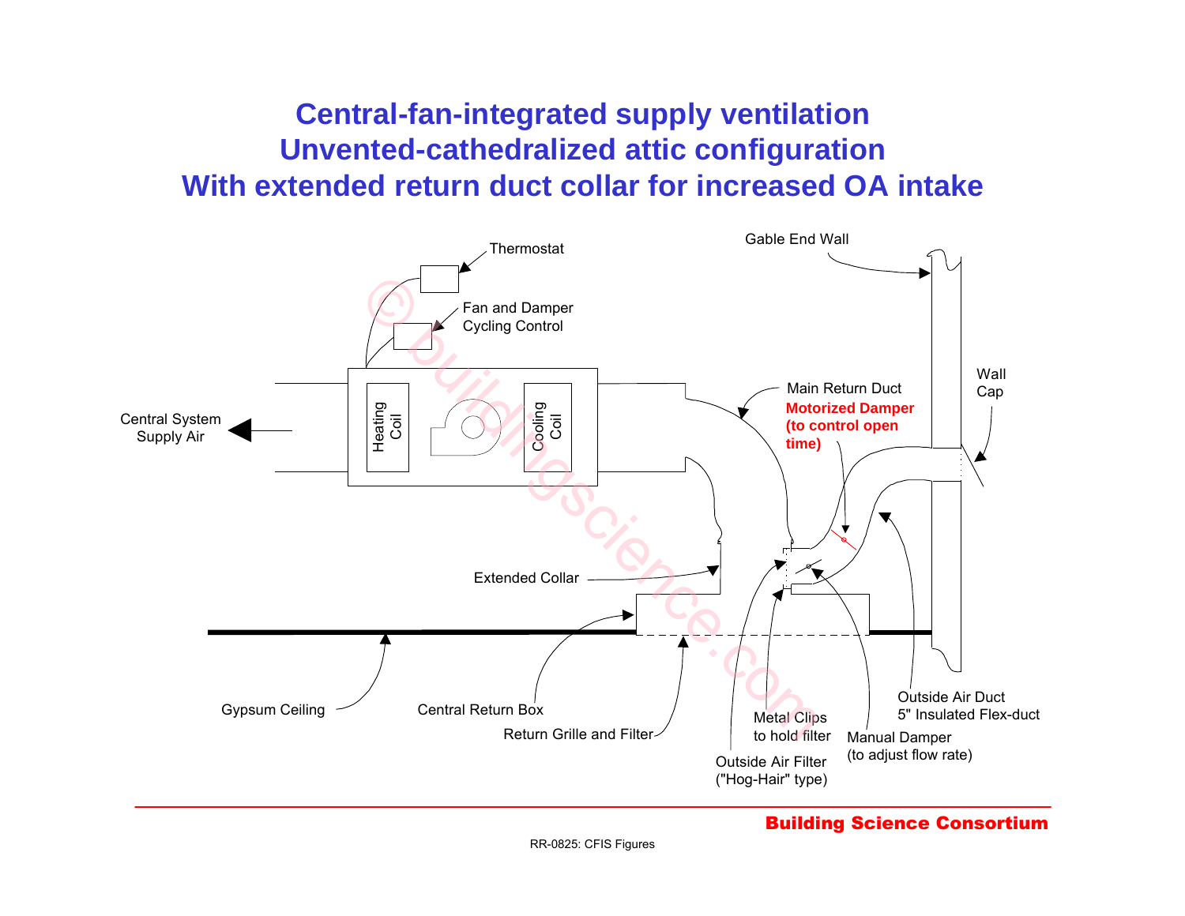# Central-fan-integrated supply ventilation
# Unvented-cathedralized attic configuration
# With extended return duct collar for increased OA intake

Thermostat

Fan and Damper Cycling Control

Gable End Wall

Central System Supply Air

Heating Coil

Cooling Coil

Main Return Duct

**Motorized Damper (to control open time)**

Wall Cap

Extended Collar

Gypsum Ceiling

Central Return Box

Return Grille and Filter

Metal Clips to hold filter

Outside Air Filter ("Hog-Hair" type)

Manual Damper (to adjust flow rate)

Outside Air Duct 5" Insulated Flex-duct

**Building Science Consortium**

RR-0825: CFIS Figures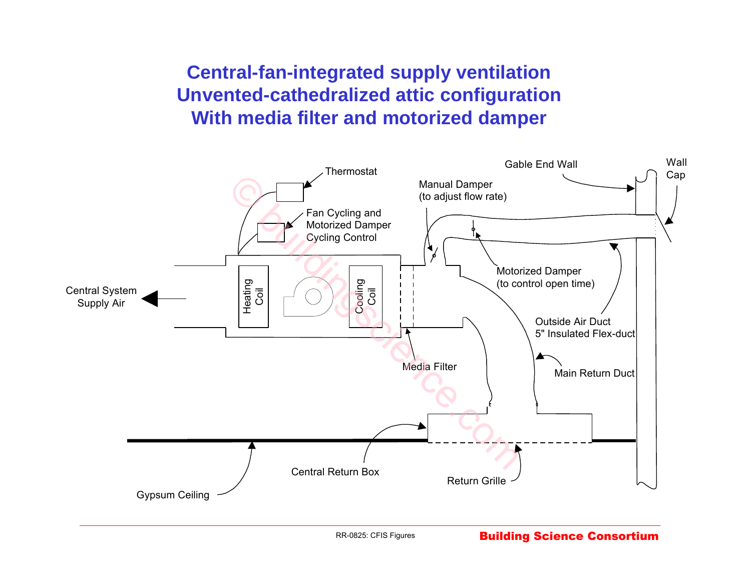# Central-fan-integrated supply ventilation
# Unvented-cathedralized attic configuration
# With media filter and motorized damper

Thermostat

Fan Cycling and Motorized Damper Cycling Control

Central System Supply Air

Heating Coil

Cooling Coil

Media Filter

Manual Damper (to adjust flow rate)

Motorized Damper (to control open time)

Gable End Wall

Wall Cap

Outside Air Duct 5" Insulated Flex-duct

Main Return Duct

Central Return Box

Return Grille

Gypsum Ceiling

© buildingscience.com

RR-0825: CFIS Figures

**Building Science Consortium**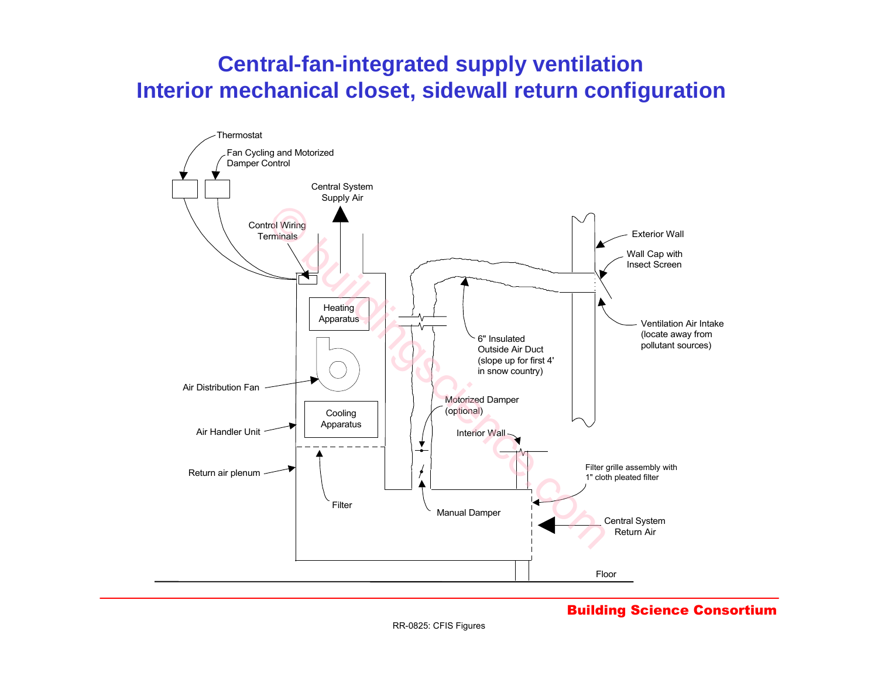# Central-fan-integrated supply ventilation
# Interior mechanical closet, sidewall return configuration

Thermostat

Fan Cycling and Motorized Damper Control

Central System Supply Air

Control Wiring Terminals

Heating Apparatus

Air Distribution Fan

Cooling Apparatus

Air Handler Unit

Return air plenum

Filter

Exterior Wall

Wall Cap with Insect Screen

Ventilation Air Intake (locate away from pollutant sources)

6" Insulated Outside Air Duct (slope up for first 4' in snow country)

Motorized Damper (optional)

Interior Wall

Filter grille assembly with 1" cloth pleated filter

Manual Damper

Central System Return Air

Floor

**Building Science Consortium**

RR-0825: CFIS Figures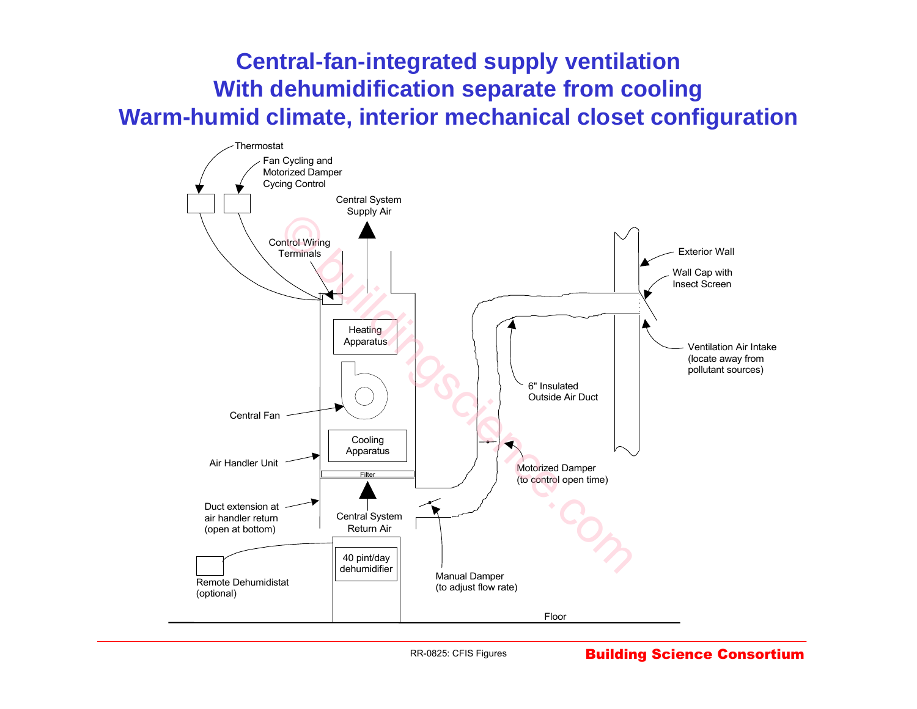# Central-fan-integrated supply ventilation
# With dehumidification separate from cooling
# Warm-humid climate, interior mechanical closet configuration

Thermostat

Fan Cycling and Motorized Damper Cycing Control

Central System Supply Air

Control Wiring Terminals

Exterior Wall

Wall Cap with Insect Screen

Heating Apparatus

Ventilation Air Intake (locate away from pollutant sources)

6" Insulated Outside Air Duct

Central Fan

Cooling Apparatus

Air Handler Unit

Motorized Damper (to control open time)

Filter

Duct extension at air handler return (open at bottom)

Central System Return Air

40 pint/day dehumidifier

Remote Dehumidistat (optional)

Manual Damper (to adjust flow rate)

Floor

RR-0825: CFIS Figures

**Building Science Consortium**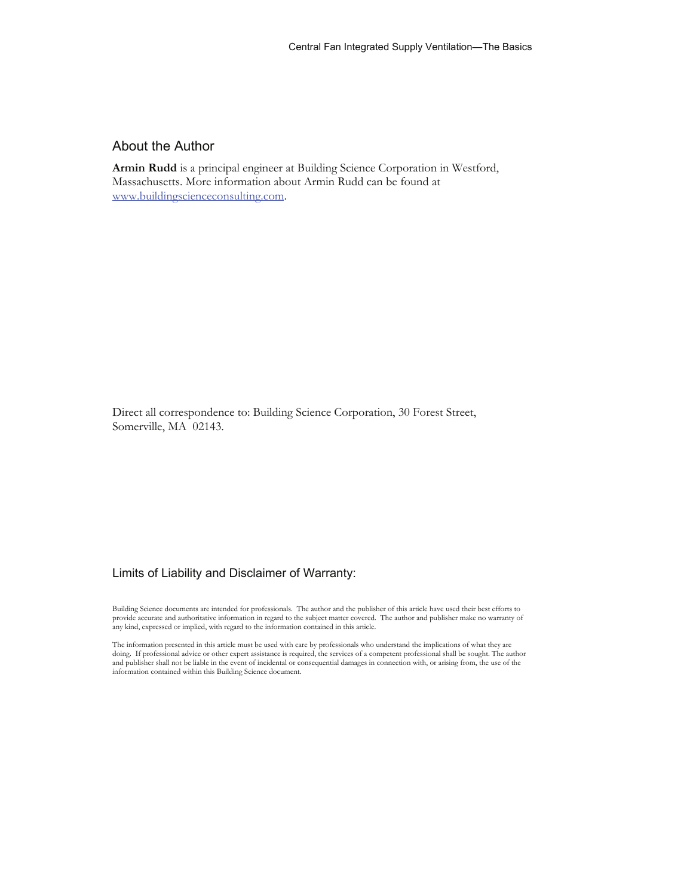## About the Author

**Armin Rudd** is a principal engineer at Building Science Corporation in Westford, Massachusetts. More information about Armin Rudd can be found at [www.buildingscienceconsulting.com](http://www.buildingscienceconsulting.com).

Direct all correspondence to: Building Science Corporation, 30 Forest Street, Somerville, MA 02143.

## Limits of Liability and Disclaimer of Warranty:

Building Science documents are intended for professionals. The author and the publisher of this article have used their best efforts to provide accurate and authoritative information in regard to the subject matter covered. The author and publisher make no warranty of any kind, expressed or implied, with regard to the information contained in this article.

The information presented in this article must be used with care by professionals who understand the implications of what they are doing. If professional advice or other expert assistance is required, the services of a competent professional shall be sought. The author and publisher shall not be liable in the event of incidental or consequential damages in connection with, or arising from, the use of the information contained within this Building Science document.